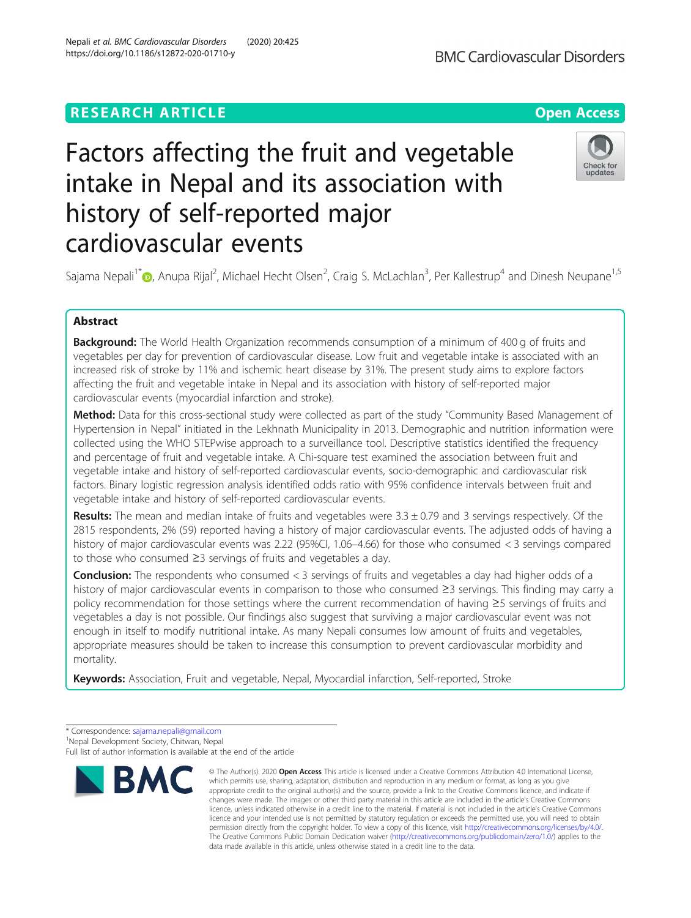RESEARCH ARTICLE

Open Access

# Factors affecting the fruit and vegetable intake in Nepal and its association with history of self-reported major cardiovascular events

Sajama Nepali[1*], Anupa Rijal[2], Michael Hecht Olsen[2], Craig S. McLachlan[3], Per Kallestrup[4] and Dinesh Neupane[1,5]

## Abstract

**Background:** The World Health Organization recommends consumption of a minimum of 400 g of fruits and vegetables per day for prevention of cardiovascular disease. Low fruit and vegetable intake is associated with an increased risk of stroke by 11% and ischemic heart disease by 31%. The present study aims to explore factors affecting the fruit and vegetable intake in Nepal and its association with history of self-reported major cardiovascular events (myocardial infarction and stroke).

**Method:** Data for this cross-sectional study were collected as part of the study "Community Based Management of Hypertension in Nepal" initiated in the Lekhnath Municipality in 2013. Demographic and nutrition information were collected using the WHO STEPwise approach to a surveillance tool. Descriptive statistics identified the frequency and percentage of fruit and vegetable intake. A Chi-square test examined the association between fruit and vegetable intake and history of self-reported cardiovascular events, socio-demographic and cardiovascular risk factors. Binary logistic regression analysis identified odds ratio with 95% confidence intervals between fruit and vegetable intake and history of self-reported cardiovascular events.

**Results:** The mean and median intake of fruits and vegetables were 3.3 ± 0.79 and 3 servings respectively. Of the 2815 respondents, 2% (59) reported having a history of major cardiovascular events. The adjusted odds of having a history of major cardiovascular events was 2.22 (95%CI, 1.06–4.66) for those who consumed < 3 servings compared to those who consumed ≥3 servings of fruits and vegetables a day.

**Conclusion:** The respondents who consumed < 3 servings of fruits and vegetables a day had higher odds of a history of major cardiovascular events in comparison to those who consumed ≥3 servings. This finding may carry a policy recommendation for those settings where the current recommendation of having ≥5 servings of fruits and vegetables a day is not possible. Our findings also suggest that surviving a major cardiovascular event was not enough in itself to modify nutritional intake. As many Nepali consumes low amount of fruits and vegetables, appropriate measures should be taken to increase this consumption to prevent cardiovascular morbidity and mortality.

**Keywords:** Association, Fruit and vegetable, Nepal, Myocardial infarction, Self-reported, Stroke

\* Correspondence: sajama.nepali@gmail.com
[1]Nepal Development Society, Chitwan, Nepal
Full list of author information is available at the end of the article

© The Author(s). 2020 **Open Access** This article is licensed under a Creative Commons Attribution 4.0 International License, which permits use, sharing, adaptation, distribution and reproduction in any medium or format, as long as you give appropriate credit to the original author(s) and the source, provide a link to the Creative Commons licence, and indicate if changes were made. The images or other third party material in this article are included in the article's Creative Commons licence, unless indicated otherwise in a credit line to the material. If material is not included in the article's Creative Commons licence and your intended use is not permitted by statutory regulation or exceeds the permitted use, you will need to obtain permission directly from the copyright holder. To view a copy of this licence, visit http://creativecommons.org/licenses/by/4.0/. The Creative Commons Public Domain Dedication waiver (http://creativecommons.org/publicdomain/zero/1.0/) applies to the data made available in this article, unless otherwise stated in a credit line to the data.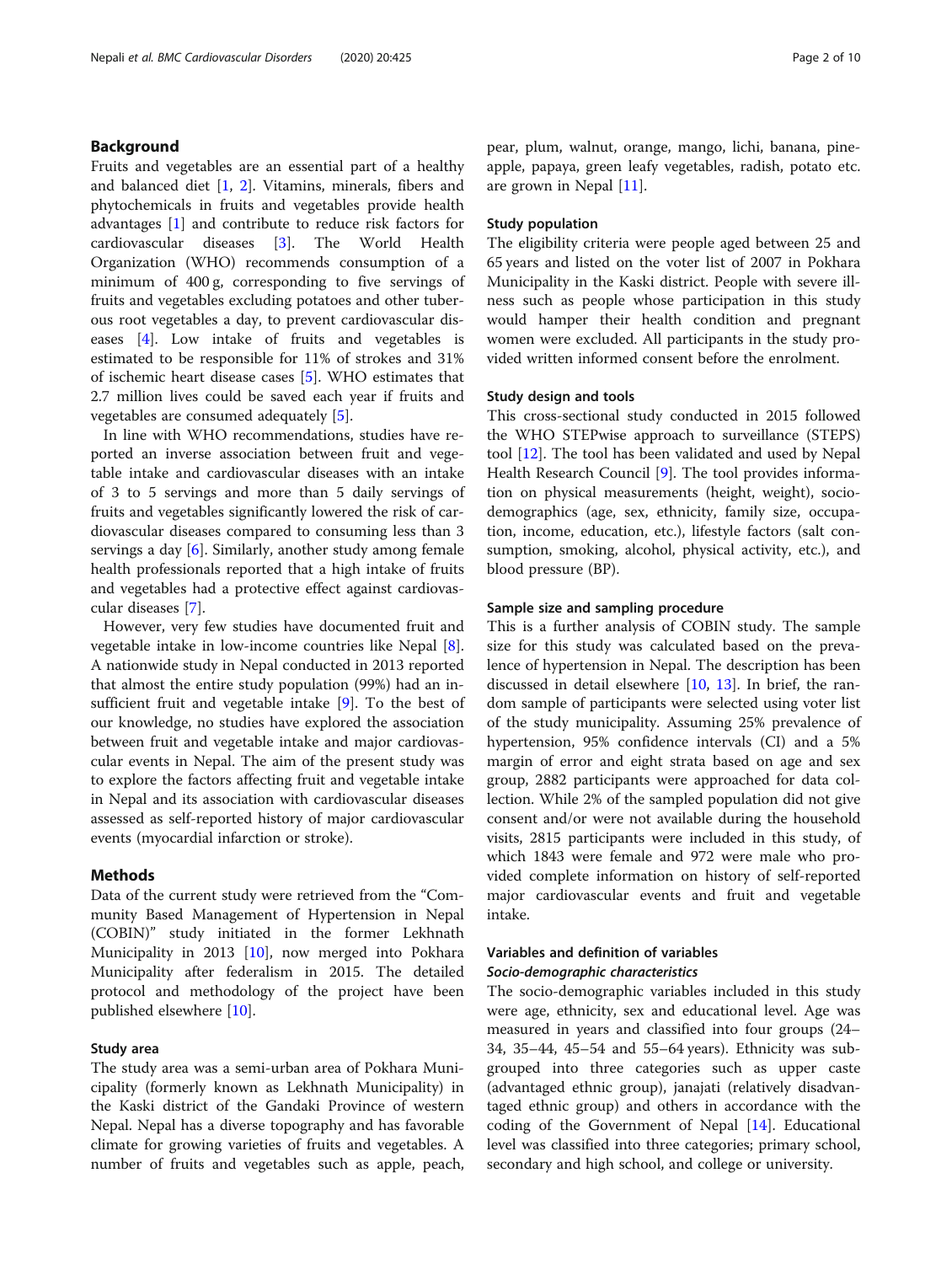## Background

Fruits and vegetables are an essential part of a healthy and balanced diet [1, 2]. Vitamins, minerals, fibers and phytochemicals in fruits and vegetables provide health advantages [1] and contribute to reduce risk factors for cardiovascular diseases [3]. The World Health Organization (WHO) recommends consumption of a minimum of 400 g, corresponding to five servings of fruits and vegetables excluding potatoes and other tuberous root vegetables a day, to prevent cardiovascular diseases [4]. Low intake of fruits and vegetables is estimated to be responsible for 11% of strokes and 31% of ischemic heart disease cases [5]. WHO estimates that 2.7 million lives could be saved each year if fruits and vegetables are consumed adequately [5].

In line with WHO recommendations, studies have reported an inverse association between fruit and vegetable intake and cardiovascular diseases with an intake of 3 to 5 servings and more than 5 daily servings of fruits and vegetables significantly lowered the risk of cardiovascular diseases compared to consuming less than 3 servings a day [6]. Similarly, another study among female health professionals reported that a high intake of fruits and vegetables had a protective effect against cardiovascular diseases [7].

However, very few studies have documented fruit and vegetable intake in low-income countries like Nepal [8]. A nationwide study in Nepal conducted in 2013 reported that almost the entire study population (99%) had an insufficient fruit and vegetable intake [9]. To the best of our knowledge, no studies have explored the association between fruit and vegetable intake and major cardiovascular events in Nepal. The aim of the present study was to explore the factors affecting fruit and vegetable intake in Nepal and its association with cardiovascular diseases assessed as self-reported history of major cardiovascular events (myocardial infarction or stroke).

## Methods

Data of the current study were retrieved from the "Community Based Management of Hypertension in Nepal (COBIN)" study initiated in the former Lekhnath Municipality in 2013 [10], now merged into Pokhara Municipality after federalism in 2015. The detailed protocol and methodology of the project have been published elsewhere [10].

### Study area

The study area was a semi-urban area of Pokhara Municipality (formerly known as Lekhnath Municipality) in the Kaski district of the Gandaki Province of western Nepal. Nepal has a diverse topography and has favorable climate for growing varieties of fruits and vegetables. A number of fruits and vegetables such as apple, peach, pear, plum, walnut, orange, mango, lichi, banana, pineapple, papaya, green leafy vegetables, radish, potato etc. are grown in Nepal [11].

### Study population

The eligibility criteria were people aged between 25 and 65 years and listed on the voter list of 2007 in Pokhara Municipality in the Kaski district. People with severe illness such as people whose participation in this study would hamper their health condition and pregnant women were excluded. All participants in the study provided written informed consent before the enrolment.

### Study design and tools

This cross-sectional study conducted in 2015 followed the WHO STEPwise approach to surveillance (STEPS) tool [12]. The tool has been validated and used by Nepal Health Research Council [9]. The tool provides information on physical measurements (height, weight), socio-demographics (age, sex, ethnicity, family size, occupation, income, education, etc.), lifestyle factors (salt consumption, smoking, alcohol, physical activity, etc.), and blood pressure (BP).

### Sample size and sampling procedure

This is a further analysis of COBIN study. The sample size for this study was calculated based on the prevalence of hypertension in Nepal. The description has been discussed in detail elsewhere [10, 13]. In brief, the random sample of participants were selected using voter list of the study municipality. Assuming 25% prevalence of hypertension, 95% confidence intervals (CI) and a 5% margin of error and eight strata based on age and sex group, 2882 participants were approached for data collection. While 2% of the sampled population did not give consent and/or were not available during the household visits, 2815 participants were included in this study, of which 1843 were female and 972 were male who provided complete information on history of self-reported major cardiovascular events and fruit and vegetable intake.

### Variables and definition of variables

#### *Socio-demographic characteristics*

The socio-demographic variables included in this study were age, ethnicity, sex and educational level. Age was measured in years and classified into four groups (24–34, 35–44, 45–54 and 55–64 years). Ethnicity was sub-grouped into three categories such as upper caste (advantaged ethnic group), janajati (relatively disadvantaged ethnic group) and others in accordance with the coding of the Government of Nepal [14]. Educational level was classified into three categories; primary school, secondary and high school, and college or university.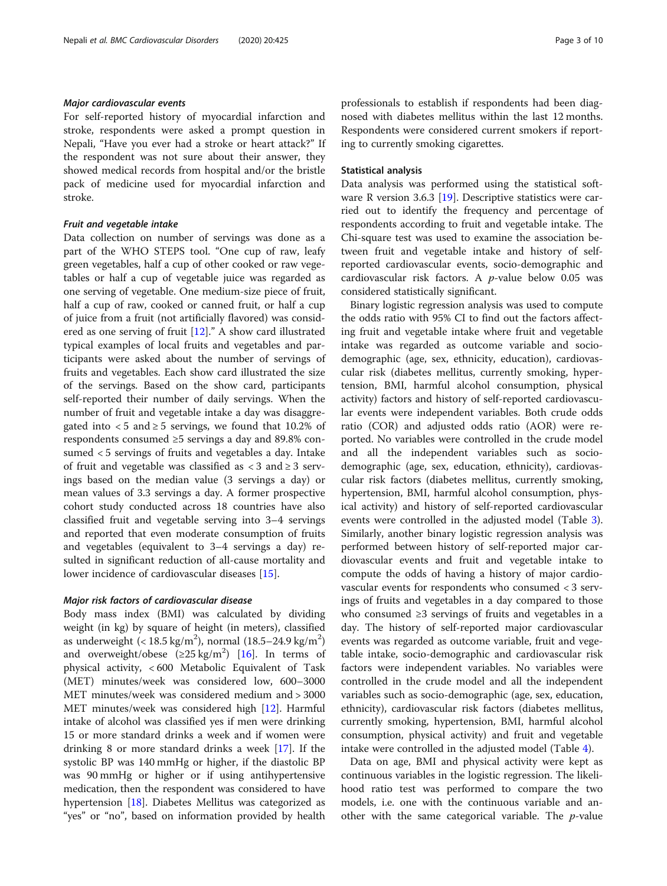#### *Major cardiovascular events*

For self-reported history of myocardial infarction and stroke, respondents were asked a prompt question in Nepali, "Have you ever had a stroke or heart attack?" If the respondent was not sure about their answer, they showed medical records from hospital and/or the bristle pack of medicine used for myocardial infarction and stroke.

#### *Fruit and vegetable intake*

Data collection on number of servings was done as a part of the WHO STEPS tool. "One cup of raw, leafy green vegetables, half a cup of other cooked or raw vegetables or half a cup of vegetable juice was regarded as one serving of vegetable. One medium-size piece of fruit, half a cup of raw, cooked or canned fruit, or half a cup of juice from a fruit (not artificially flavored) was considered as one serving of fruit [12]." A show card illustrated typical examples of local fruits and vegetables and participants were asked about the number of servings of fruits and vegetables. Each show card illustrated the size of the servings. Based on the show card, participants self-reported their number of daily servings. When the number of fruit and vegetable intake a day was disaggregated into $< 5$ and $\geq 5$ servings, we found that 10.2% of respondents consumed $\geq 5$ servings a day and 89.8% consumed $< 5$ servings of fruits and vegetables a day. Intake of fruit and vegetable was classified as $< 3$ and $\geq 3$ servings based on the median value (3 servings a day) or mean values of 3.3 servings a day. A former prospective cohort study conducted across 18 countries have also classified fruit and vegetable serving into 3–4 servings and reported that even moderate consumption of fruits and vegetables (equivalent to 3–4 servings a day) resulted in significant reduction of all-cause mortality and lower incidence of cardiovascular diseases [15].

#### *Major risk factors of cardiovascular disease*

Body mass index (BMI) was calculated by dividing weight (in kg) by square of height (in meters), classified as underweight ($< 18.5\ \text{kg/m}^2$), normal ($18.5–24.9\ \text{kg/m}^2$) and overweight/obese ($\geq 25\ \text{kg/m}^2$) [16]. In terms of physical activity, $< 600$ Metabolic Equivalent of Task (MET) minutes/week was considered low, 600–3000 MET minutes/week was considered medium and $> 3000$ MET minutes/week was considered high [12]. Harmful intake of alcohol was classified yes if men were drinking 15 or more standard drinks a week and if women were drinking 8 or more standard drinks a week [17]. If the systolic BP was 140 mmHg or higher, if the diastolic BP was 90 mmHg or higher or if using antihypertensive medication, then the respondent was considered to have hypertension [18]. Diabetes Mellitus was categorized as "yes" or "no", based on information provided by health professionals to establish if respondents had been diagnosed with diabetes mellitus within the last 12 months. Respondents were considered current smokers if reporting to currently smoking cigarettes.

### Statistical analysis

Data analysis was performed using the statistical software R version 3.6.3 [19]. Descriptive statistics were carried out to identify the frequency and percentage of respondents according to fruit and vegetable intake. The Chi-square test was used to examine the association between fruit and vegetable intake and history of self-reported cardiovascular events, socio-demographic and cardiovascular risk factors. A *p*-value below 0.05 was considered statistically significant.

Binary logistic regression analysis was used to compute the odds ratio with 95% CI to find out the factors affecting fruit and vegetable intake where fruit and vegetable intake was regarded as outcome variable and socio-demographic (age, sex, ethnicity, education), cardiovascular risk (diabetes mellitus, currently smoking, hypertension, BMI, harmful alcohol consumption, physical activity) factors and history of self-reported cardiovascular events were independent variables. Both crude odds ratio (COR) and adjusted odds ratio (AOR) were reported. No variables were controlled in the crude model and all the independent variables such as socio-demographic (age, sex, education, ethnicity), cardiovascular risk factors (diabetes mellitus, currently smoking, hypertension, BMI, harmful alcohol consumption, physical activity) and history of self-reported cardiovascular events were controlled in the adjusted model (Table 3). Similarly, another binary logistic regression analysis was performed between history of self-reported major cardiovascular events and fruit and vegetable intake to compute the odds of having a history of major cardiovascular events for respondents who consumed $< 3$ servings of fruits and vegetables in a day compared to those who consumed $\geq 3$ servings of fruits and vegetables in a day. The history of self-reported major cardiovascular events was regarded as outcome variable, fruit and vegetable intake, socio-demographic and cardiovascular risk factors were independent variables. No variables were controlled in the crude model and all the independent variables such as socio-demographic (age, sex, education, ethnicity), cardiovascular risk factors (diabetes mellitus, currently smoking, hypertension, BMI, harmful alcohol consumption, physical activity) and fruit and vegetable intake were controlled in the adjusted model (Table 4).

Data on age, BMI and physical activity were kept as continuous variables in the logistic regression. The likelihood ratio test was performed to compare the two models, i.e. one with the continuous variable and another with the same categorical variable. The *p*-value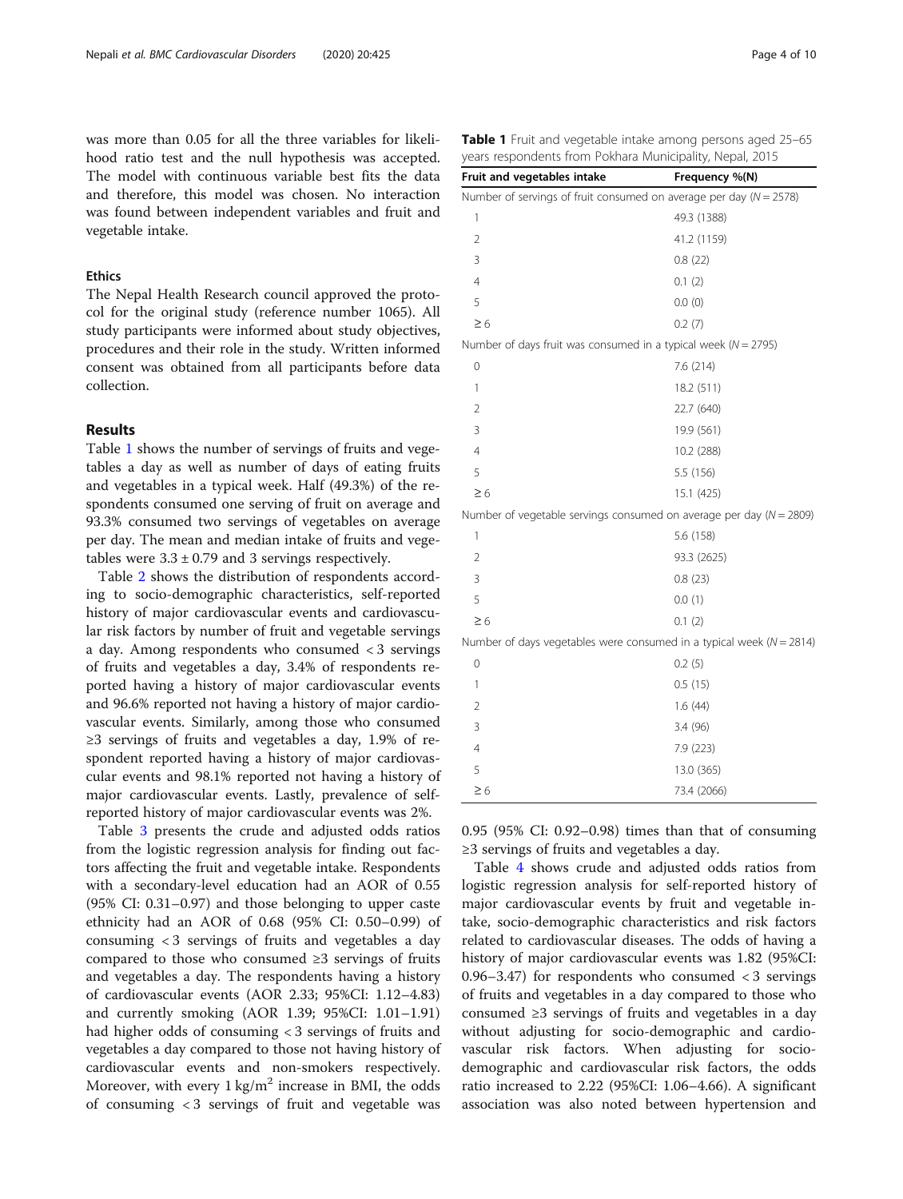was more than 0.05 for all the three variables for likelihood ratio test and the null hypothesis was accepted. The model with continuous variable best fits the data and therefore, this model was chosen. No interaction was found between independent variables and fruit and vegetable intake.

### Ethics

The Nepal Health Research council approved the protocol for the original study (reference number 1065). All study participants were informed about study objectives, procedures and their role in the study. Written informed consent was obtained from all participants before data collection.

## Results

Table 1 shows the number of servings of fruits and vegetables a day as well as number of days of eating fruits and vegetables in a typical week. Half (49.3%) of the respondents consumed one serving of fruit on average and 93.3% consumed two servings of vegetables on average per day. The mean and median intake of fruits and vegetables were 3.3 ± 0.79 and 3 servings respectively.

Table 2 shows the distribution of respondents according to socio-demographic characteristics, self-reported history of major cardiovascular events and cardiovascular risk factors by number of fruit and vegetable servings a day. Among respondents who consumed < 3 servings of fruits and vegetables a day, 3.4% of respondents reported having a history of major cardiovascular events and 96.6% reported not having a history of major cardiovascular events. Similarly, among those who consumed ≥3 servings of fruits and vegetables a day, 1.9% of respondent reported having a history of major cardiovascular events and 98.1% reported not having a history of major cardiovascular events. Lastly, prevalence of self-reported history of major cardiovascular events was 2%.

Table 3 presents the crude and adjusted odds ratios from the logistic regression analysis for finding out factors affecting the fruit and vegetable intake. Respondents with a secondary-level education had an AOR of 0.55 (95% CI: 0.31–0.97) and those belonging to upper caste ethnicity had an AOR of 0.68 (95% CI: 0.50–0.99) of consuming < 3 servings of fruits and vegetables a day compared to those who consumed ≥3 servings of fruits and vegetables a day. The respondents having a history of cardiovascular events (AOR 2.33; 95%CI: 1.12–4.83) and currently smoking (AOR 1.39; 95%CI: 1.01–1.91) had higher odds of consuming < 3 servings of fruits and vegetables a day compared to those not having history of cardiovascular events and non-smokers respectively. Moreover, with every 1 kg/m$^2$ increase in BMI, the odds of consuming < 3 servings of fruit and vegetable was 0.95 (95% CI: 0.92–0.98) times than that of consuming ≥3 servings of fruits and vegetables a day.

**Table 1** Fruit and vegetable intake among persons aged 25–65 years respondents from Pokhara Municipality, Nepal, 2015

| Fruit and vegetables intake | Frequency %(N) |
|---|---|
| Number of servings of fruit consumed on average per day (*N* = 2578) | |
| 1 | 49.3 (1388) |
| 2 | 41.2 (1159) |
| 3 | 0.8 (22) |
| 4 | 0.1 (2) |
| 5 | 0.0 (0) |
| ≥ 6 | 0.2 (7) |
| Number of days fruit was consumed in a typical week (*N* = 2795) | |
| 0 | 7.6 (214) |
| 1 | 18.2 (511) |
| 2 | 22.7 (640) |
| 3 | 19.9 (561) |
| 4 | 10.2 (288) |
| 5 | 5.5 (156) |
| ≥ 6 | 15.1 (425) |
| Number of vegetable servings consumed on average per day (*N* = 2809) | |
| 1 | 5.6 (158) |
| 2 | 93.3 (2625) |
| 3 | 0.8 (23) |
| 5 | 0.0 (1) |
| ≥ 6 | 0.1 (2) |
| Number of days vegetables were consumed in a typical week (*N* = 2814) | |
| 0 | 0.2 (5) |
| 1 | 0.5 (15) |
| 2 | 1.6 (44) |
| 3 | 3.4 (96) |
| 4 | 7.9 (223) |
| 5 | 13.0 (365) |
| ≥ 6 | 73.4 (2066) |

Table 4 shows crude and adjusted odds ratios from logistic regression analysis for self-reported history of major cardiovascular events by fruit and vegetable intake, socio-demographic characteristics and risk factors related to cardiovascular diseases. The odds of having a history of major cardiovascular events was 1.82 (95%CI: 0.96–3.47) for respondents who consumed < 3 servings of fruits and vegetables in a day compared to those who consumed ≥3 servings of fruits and vegetables in a day without adjusting for socio-demographic and cardiovascular risk factors. When adjusting for socio-demographic and cardiovascular risk factors, the odds ratio increased to 2.22 (95%CI: 1.06–4.66). A significant association was also noted between hypertension and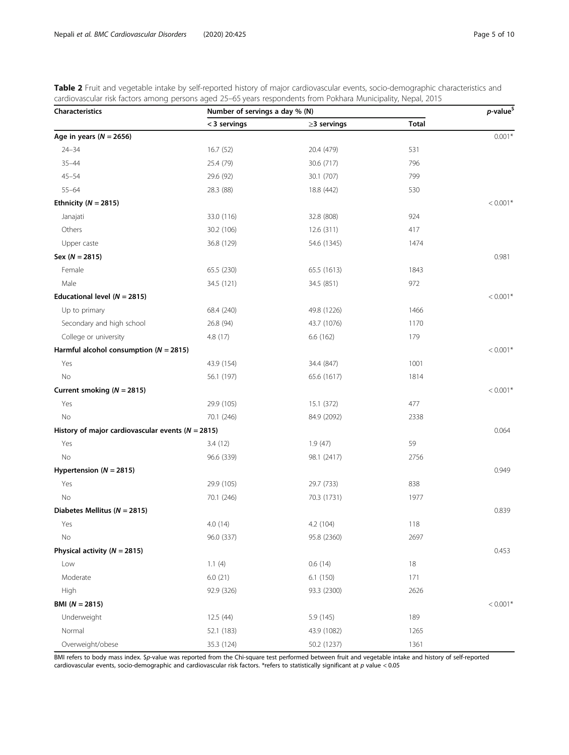**Table 2** Fruit and vegetable intake by self-reported history of major cardiovascular events, socio-demographic characteristics and cardiovascular risk factors among persons aged 25–65 years respondents from Pokhara Municipality, Nepal, 2015

| Characteristics | Number of servings a day % (N) | | | *p*-value[$] |
|---|---|---|---|---|
| | < 3 servings | ≥3 servings | Total | |
| **Age in years (*N* = 2656)** | | | | 0.001* |
| 24–34 | 16.7 (52) | 20.4 (479) | 531 | |
| 35–44 | 25.4 (79) | 30.6 (717) | 796 | |
| 45–54 | 29.6 (92) | 30.1 (707) | 799 | |
| 55–64 | 28.3 (88) | 18.8 (442) | 530 | |
| **Ethnicity (*N* = 2815)** | | | | < 0.001* |
| Janajati | 33.0 (116) | 32.8 (808) | 924 | |
| Others | 30.2 (106) | 12.6 (311) | 417 | |
| Upper caste | 36.8 (129) | 54.6 (1345) | 1474 | |
| **Sex (*N* = 2815)** | | | | 0.981 |
| Female | 65.5 (230) | 65.5 (1613) | 1843 | |
| Male | 34.5 (121) | 34.5 (851) | 972 | |
| **Educational level (*N* = 2815)** | | | | < 0.001* |
| Up to primary | 68.4 (240) | 49.8 (1226) | 1466 | |
| Secondary and high school | 26.8 (94) | 43.7 (1076) | 1170 | |
| College or university | 4.8 (17) | 6.6 (162) | 179 | |
| **Harmful alcohol consumption (*N* = 2815)** | | | | < 0.001* |
| Yes | 43.9 (154) | 34.4 (847) | 1001 | |
| No | 56.1 (197) | 65.6 (1617) | 1814 | |
| **Current smoking (*N* = 2815)** | | | | < 0.001* |
| Yes | 29.9 (105) | 15.1 (372) | 477 | |
| No | 70.1 (246) | 84.9 (2092) | 2338 | |
| **History of major cardiovascular events (*N* = 2815)** | | | | 0.064 |
| Yes | 3.4 (12) | 1.9 (47) | 59 | |
| No | 96.6 (339) | 98.1 (2417) | 2756 | |
| **Hypertension (*N* = 2815)** | | | | 0.949 |
| Yes | 29.9 (105) | 29.7 (733) | 838 | |
| No | 70.1 (246) | 70.3 (1731) | 1977 | |
| **Diabetes Mellitus (*N* = 2815)** | | | | 0.839 |
| Yes | 4.0 (14) | 4.2 (104) | 118 | |
| No | 96.0 (337) | 95.8 (2360) | 2697 | |
| **Physical activity (*N* = 2815)** | | | | 0.453 |
| Low | 1.1 (4) | 0.6 (14) | 18 | |
| Moderate | 6.0 (21) | 6.1 (150) | 171 | |
| High | 92.9 (326) | 93.3 (2300) | 2626 | |
| **BMI (*N* = 2815)** | | | | < 0.001* |
| Underweight | 12.5 (44) | 5.9 (145) | 189 | |
| Normal | 52.1 (183) | 43.9 (1082) | 1265 | |
| Overweight/obese | 35.3 (124) | 50.2 (1237) | 1361 | |

BMI refers to body mass index. $*p*-value was reported from the Chi-square test performed between fruit and vegetable intake and history of self-reported cardiovascular events, socio-demographic and cardiovascular risk factors. *refers to statistically significant at *p* value < 0.05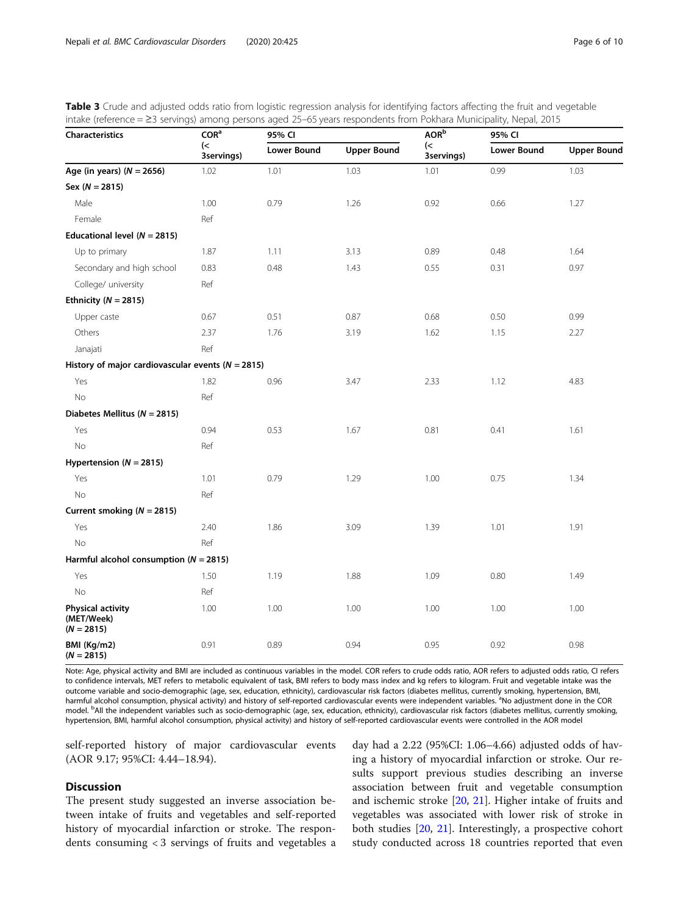**Table 3** Crude and adjusted odds ratio from logistic regression analysis for identifying factors affecting the fruit and vegetable intake (reference = ≥3 servings) among persons aged 25–65 years respondents from Pokhara Municipality, Nepal, 2015

| Characteristics | COR[a] (< 3servings) | 95% CI | | AOR[b] (< 3servings) | 95% CI | |
|---|---|---|---|---|---|---|
| | | Lower Bound | Upper Bound | | Lower Bound | Upper Bound |
| **Age (in years) (*N* = 2656)** | 1.02 | 1.01 | 1.03 | 1.01 | 0.99 | 1.03 |
| **Sex (*N* = 2815)** | | | | | | |
| Male | 1.00 | 0.79 | 1.26 | 0.92 | 0.66 | 1.27 |
| Female | Ref | | | | | |
| **Educational level (*N* = 2815)** | | | | | | |
| Up to primary | 1.87 | 1.11 | 3.13 | 0.89 | 0.48 | 1.64 |
| Secondary and high school | 0.83 | 0.48 | 1.43 | 0.55 | 0.31 | 0.97 |
| College/ university | Ref | | | | | |
| **Ethnicity (*N* = 2815)** | | | | | | |
| Upper caste | 0.67 | 0.51 | 0.87 | 0.68 | 0.50 | 0.99 |
| Others | 2.37 | 1.76 | 3.19 | 1.62 | 1.15 | 2.27 |
| Janajati | Ref | | | | | |
| **History of major cardiovascular events (*N* = 2815)** | | | | | | |
| Yes | 1.82 | 0.96 | 3.47 | 2.33 | 1.12 | 4.83 |
| No | Ref | | | | | |
| **Diabetes Mellitus (*N* = 2815)** | | | | | | |
| Yes | 0.94 | 0.53 | 1.67 | 0.81 | 0.41 | 1.61 |
| No | Ref | | | | | |
| **Hypertension (*N* = 2815)** | | | | | | |
| Yes | 1.01 | 0.79 | 1.29 | 1.00 | 0.75 | 1.34 |
| No | Ref | | | | | |
| **Current smoking (*N* = 2815)** | | | | | | |
| Yes | 2.40 | 1.86 | 3.09 | 1.39 | 1.01 | 1.91 |
| No | Ref | | | | | |
| **Harmful alcohol consumption (*N* = 2815)** | | | | | | |
| Yes | 1.50 | 1.19 | 1.88 | 1.09 | 0.80 | 1.49 |
| No | Ref | | | | | |
| **Physical activity (MET/Week) (*N* = 2815)** | 1.00 | 1.00 | 1.00 | 1.00 | 1.00 | 1.00 |
| **BMI (Kg/m2) (*N* = 2815)** | 0.91 | 0.89 | 0.94 | 0.95 | 0.92 | 0.98 |

Note: Age, physical activity and BMI are included as continuous variables in the model. COR refers to crude odds ratio, AOR refers to adjusted odds ratio, CI refers to confidence intervals, MET refers to metabolic equivalent of task, BMI refers to body mass index and kg refers to kilogram. Fruit and vegetable intake was the outcome variable and socio-demographic (age, sex, education, ethnicity), cardiovascular risk factors (diabetes mellitus, currently smoking, hypertension, BMI, harmful alcohol consumption, physical activity) and history of self-reported cardiovascular events were independent variables. [a]No adjustment done in the COR model. [b]All the independent variables such as socio-demographic (age, sex, education, ethnicity), cardiovascular risk factors (diabetes mellitus, currently smoking, hypertension, BMI, harmful alcohol consumption, physical activity) and history of self-reported cardiovascular events were controlled in the AOR model

self-reported history of major cardiovascular events (AOR 9.17; 95%CI: 4.44–18.94).

## Discussion

The present study suggested an inverse association between intake of fruits and vegetables and self-reported history of myocardial infarction or stroke. The respondents consuming < 3 servings of fruits and vegetables a day had a 2.22 (95%CI: 1.06–4.66) adjusted odds of having a history of myocardial infarction or stroke. Our results support previous studies describing an inverse association between fruit and vegetable consumption and ischemic stroke [20, 21]. Higher intake of fruits and vegetables was associated with lower risk of stroke in both studies [20, 21]. Interestingly, a prospective cohort study conducted across 18 countries reported that even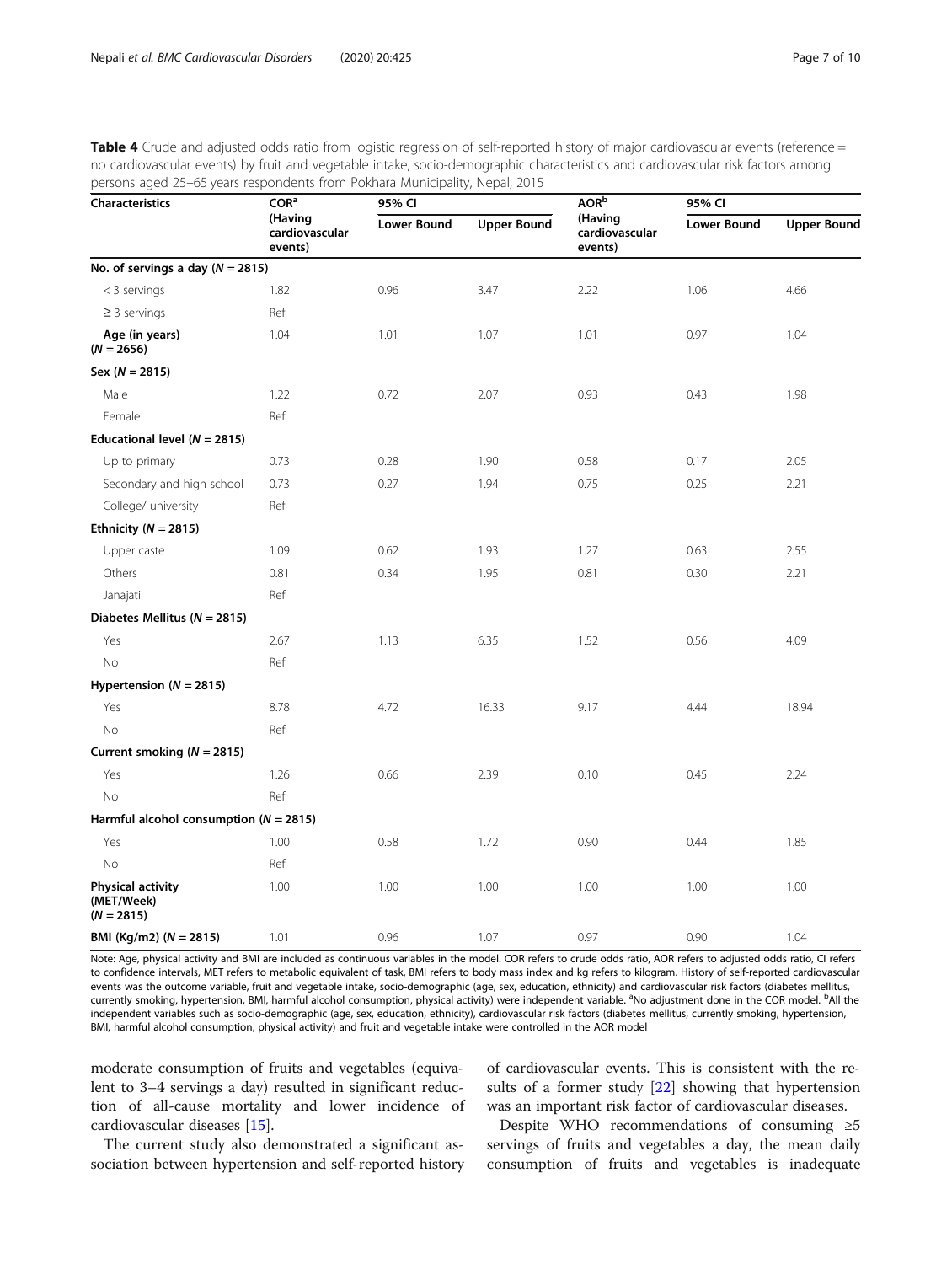**Table 4** Crude and adjusted odds ratio from logistic regression of self-reported history of major cardiovascular events (reference = no cardiovascular events) by fruit and vegetable intake, socio-demographic characteristics and cardiovascular risk factors among persons aged 25–65 years respondents from Pokhara Municipality, Nepal, 2015

| Characteristics | COR[a] (Having cardiovascular events) | 95% CI | | AOR[b] (Having cardiovascular events) | 95% CI | |
|---|---|---|---|---|---|---|
| | | Lower Bound | Upper Bound | | Lower Bound | Upper Bound |
| **No. of servings a day (*N* = 2815)** | | | | | | |
| < 3 servings | 1.82 | 0.96 | 3.47 | 2.22 | 1.06 | 4.66 |
| ≥ 3 servings | Ref | | | | | |
| **Age (in years) (*N* = 2656)** | 1.04 | 1.01 | 1.07 | 1.01 | 0.97 | 1.04 |
| **Sex (*N* = 2815)** | | | | | | |
| Male | 1.22 | 0.72 | 2.07 | 0.93 | 0.43 | 1.98 |
| Female | Ref | | | | | |
| **Educational level (*N* = 2815)** | | | | | | |
| Up to primary | 0.73 | 0.28 | 1.90 | 0.58 | 0.17 | 2.05 |
| Secondary and high school | 0.73 | 0.27 | 1.94 | 0.75 | 0.25 | 2.21 |
| College/ university | Ref | | | | | |
| **Ethnicity (*N* = 2815)** | | | | | | |
| Upper caste | 1.09 | 0.62 | 1.93 | 1.27 | 0.63 | 2.55 |
| Others | 0.81 | 0.34 | 1.95 | 0.81 | 0.30 | 2.21 |
| Janajati | Ref | | | | | |
| **Diabetes Mellitus (*N* = 2815)** | | | | | | |
| Yes | 2.67 | 1.13 | 6.35 | 1.52 | 0.56 | 4.09 |
| No | Ref | | | | | |
| **Hypertension (*N* = 2815)** | | | | | | |
| Yes | 8.78 | 4.72 | 16.33 | 9.17 | 4.44 | 18.94 |
| No | Ref | | | | | |
| **Current smoking (*N* = 2815)** | | | | | | |
| Yes | 1.26 | 0.66 | 2.39 | 0.10 | 0.45 | 2.24 |
| No | Ref | | | | | |
| **Harmful alcohol consumption (*N* = 2815)** | | | | | | |
| Yes | 1.00 | 0.58 | 1.72 | 0.90 | 0.44 | 1.85 |
| No | Ref | | | | | |
| **Physical activity (MET/Week) (*N* = 2815)** | 1.00 | 1.00 | 1.00 | 1.00 | 1.00 | 1.00 |
| **BMI (Kg/m2) (*N* = 2815)** | 1.01 | 0.96 | 1.07 | 0.97 | 0.90 | 1.04 |

Note: Age, physical activity and BMI are included as continuous variables in the model. COR refers to crude odds ratio, AOR refers to adjusted odds ratio, CI refers to confidence intervals, MET refers to metabolic equivalent of task, BMI refers to body mass index and kg refers to kilogram. History of self-reported cardiovascular events was the outcome variable, fruit and vegetable intake, socio-demographic (age, sex, education, ethnicity) and cardiovascular risk factors (diabetes mellitus, currently smoking, hypertension, BMI, harmful alcohol consumption, physical activity) were independent variable. [a]No adjustment done in the COR model. [b]All the independent variables such as socio-demographic (age, sex, education, ethnicity), cardiovascular risk factors (diabetes mellitus, currently smoking, hypertension, BMI, harmful alcohol consumption, physical activity) and fruit and vegetable intake were controlled in the AOR model

moderate consumption of fruits and vegetables (equivalent to 3–4 servings a day) resulted in significant reduction of all-cause mortality and lower incidence of cardiovascular diseases [15].

The current study also demonstrated a significant association between hypertension and self-reported history of cardiovascular events. This is consistent with the results of a former study [22] showing that hypertension was an important risk factor of cardiovascular diseases.

Despite WHO recommendations of consuming ≥5 servings of fruits and vegetables a day, the mean daily consumption of fruits and vegetables is inadequate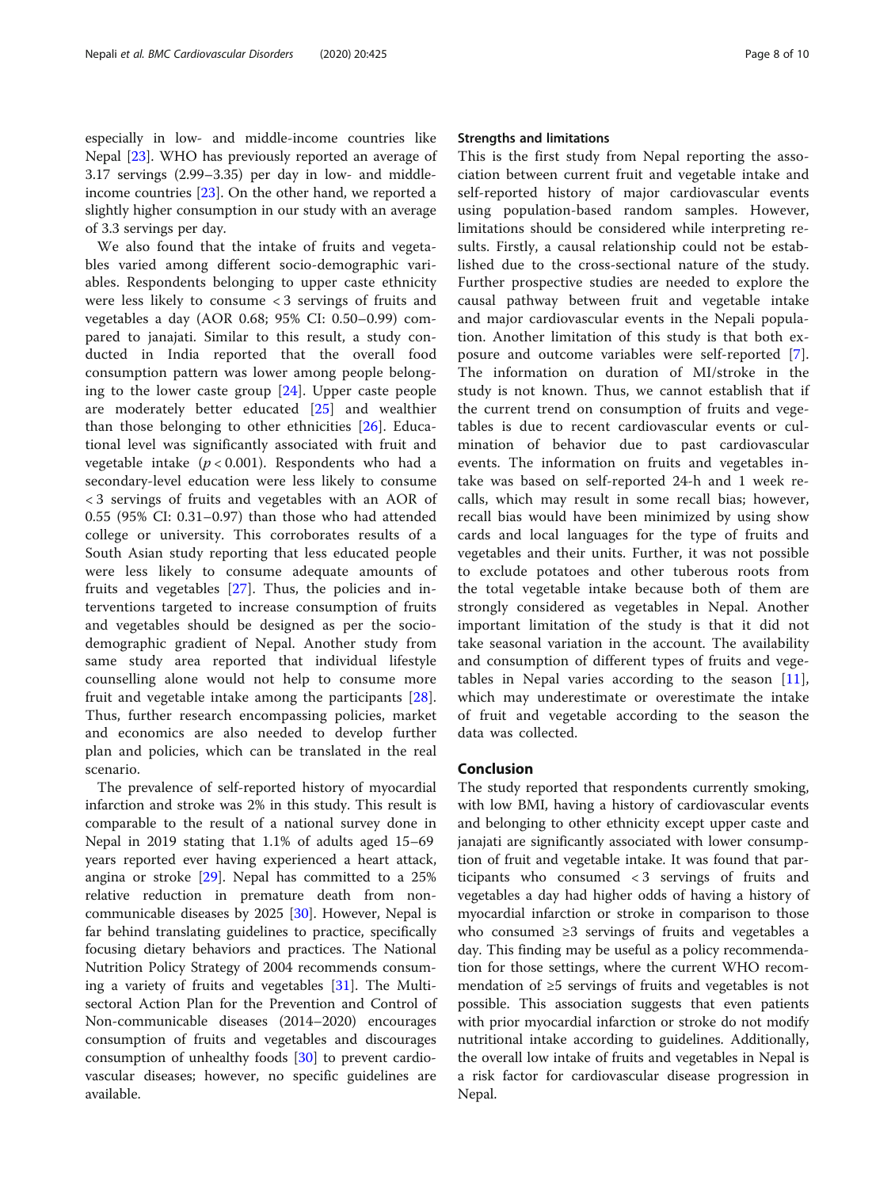especially in low- and middle-income countries like Nepal [23]. WHO has previously reported an average of 3.17 servings (2.99–3.35) per day in low- and middle-income countries [23]. On the other hand, we reported a slightly higher consumption in our study with an average of 3.3 servings per day.

We also found that the intake of fruits and vegetables varied among different socio-demographic variables. Respondents belonging to upper caste ethnicity were less likely to consume < 3 servings of fruits and vegetables a day (AOR 0.68; 95% CI: 0.50–0.99) compared to janajati. Similar to this result, a study conducted in India reported that the overall food consumption pattern was lower among people belonging to the lower caste group [24]. Upper caste people are moderately better educated [25] and wealthier than those belonging to other ethnicities [26]. Educational level was significantly associated with fruit and vegetable intake ($p < 0.001$). Respondents who had a secondary-level education were less likely to consume < 3 servings of fruits and vegetables with an AOR of 0.55 (95% CI: 0.31–0.97) than those who had attended college or university. This corroborates results of a South Asian study reporting that less educated people were less likely to consume adequate amounts of fruits and vegetables [27]. Thus, the policies and interventions targeted to increase consumption of fruits and vegetables should be designed as per the socio-demographic gradient of Nepal. Another study from same study area reported that individual lifestyle counselling alone would not help to consume more fruit and vegetable intake among the participants [28]. Thus, further research encompassing policies, market and economics are also needed to develop further plan and policies, which can be translated in the real scenario.

The prevalence of self-reported history of myocardial infarction and stroke was 2% in this study. This result is comparable to the result of a national survey done in Nepal in 2019 stating that 1.1% of adults aged 15–69 years reported ever having experienced a heart attack, angina or stroke [29]. Nepal has committed to a 25% relative reduction in premature death from non-communicable diseases by 2025 [30]. However, Nepal is far behind translating guidelines to practice, specifically focusing dietary behaviors and practices. The National Nutrition Policy Strategy of 2004 recommends consuming a variety of fruits and vegetables [31]. The Multi-sectoral Action Plan for the Prevention and Control of Non-communicable diseases (2014–2020) encourages consumption of fruits and vegetables and discourages consumption of unhealthy foods [30] to prevent cardiovascular diseases; however, no specific guidelines are available.

## Strengths and limitations

This is the first study from Nepal reporting the association between current fruit and vegetable intake and self-reported history of major cardiovascular events using population-based random samples. However, limitations should be considered while interpreting results. Firstly, a causal relationship could not be established due to the cross-sectional nature of the study. Further prospective studies are needed to explore the causal pathway between fruit and vegetable intake and major cardiovascular events in the Nepali population. Another limitation of this study is that both exposure and outcome variables were self-reported [7]. The information on duration of MI/stroke in the study is not known. Thus, we cannot establish that if the current trend on consumption of fruits and vegetables is due to recent cardiovascular events or culmination of behavior due to past cardiovascular events. The information on fruits and vegetables intake was based on self-reported 24-h and 1 week recalls, which may result in some recall bias; however, recall bias would have been minimized by using show cards and local languages for the type of fruits and vegetables and their units. Further, it was not possible to exclude potatoes and other tuberous roots from the total vegetable intake because both of them are strongly considered as vegetables in Nepal. Another important limitation of the study is that it did not take seasonal variation in the account. The availability and consumption of different types of fruits and vegetables in Nepal varies according to the season [11], which may underestimate or overestimate the intake of fruit and vegetable according to the season the data was collected.

## Conclusion

The study reported that respondents currently smoking, with low BMI, having a history of cardiovascular events and belonging to other ethnicity except upper caste and janajati are significantly associated with lower consumption of fruit and vegetable intake. It was found that participants who consumed < 3 servings of fruits and vegetables a day had higher odds of having a history of myocardial infarction or stroke in comparison to those who consumed ≥3 servings of fruits and vegetables a day. This finding may be useful as a policy recommendation for those settings, where the current WHO recommendation of ≥5 servings of fruits and vegetables is not possible. This association suggests that even patients with prior myocardial infarction or stroke do not modify nutritional intake according to guidelines. Additionally, the overall low intake of fruits and vegetables in Nepal is a risk factor for cardiovascular disease progression in Nepal.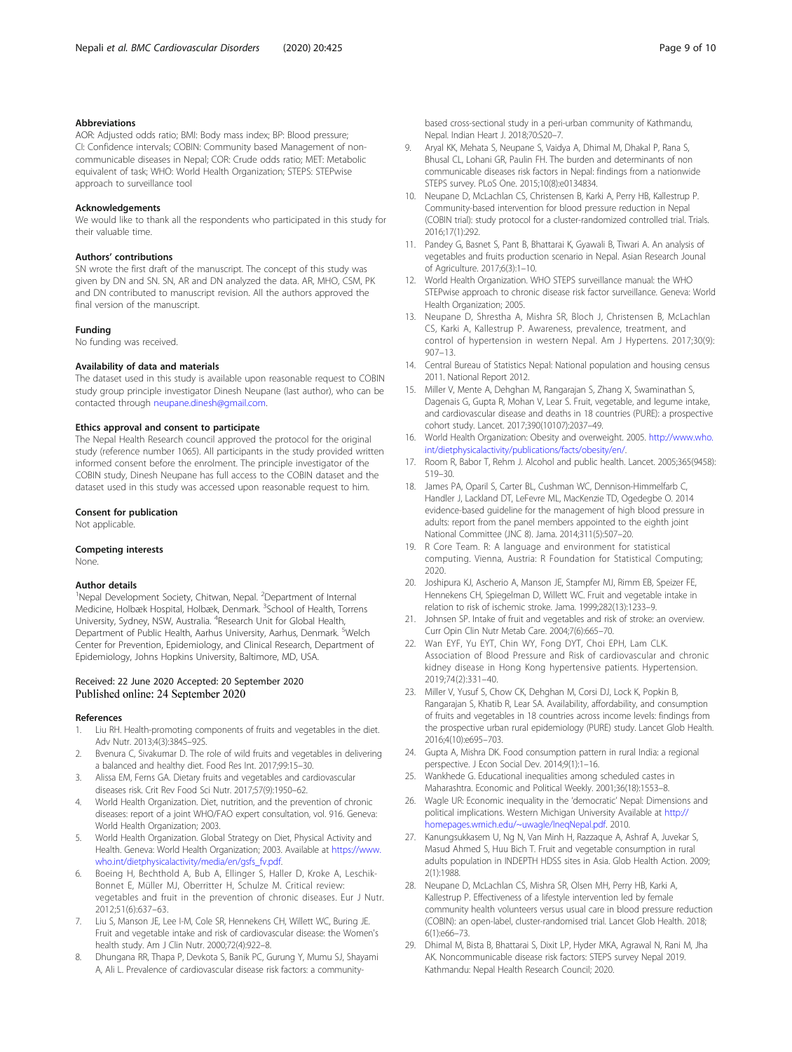### Abbreviations

AOR: Adjusted odds ratio; BMI: Body mass index; BP: Blood pressure; CI: Confidence intervals; COBIN: Community based Management of non-communicable diseases in Nepal; COR: Crude odds ratio; MET: Metabolic equivalent of task; WHO: World Health Organization; STEPS: STEPwise approach to surveillance tool

### Acknowledgements

We would like to thank all the respondents who participated in this study for their valuable time.

### Authors' contributions

SN wrote the first draft of the manuscript. The concept of this study was given by DN and SN. SN, AR and DN analyzed the data. AR, MHO, CSM, PK and DN contributed to manuscript revision. All the authors approved the final version of the manuscript.

### Funding

No funding was received.

### Availability of data and materials

The dataset used in this study is available upon reasonable request to COBIN study group principle investigator Dinesh Neupane (last author), who can be contacted through neupane.dinesh@gmail.com.

### Ethics approval and consent to participate

The Nepal Health Research council approved the protocol for the original study (reference number 1065). All participants in the study provided written informed consent before the enrolment. The principle investigator of the COBIN study, Dinesh Neupane has full access to the COBIN dataset and the dataset used in this study was accessed upon reasonable request to him.

### Consent for publication

Not applicable.

### Competing interests

None.

### Author details

[1]Nepal Development Society, Chitwan, Nepal. [2]Department of Internal Medicine, Holbæk Hospital, Holbæk, Denmark. [3]School of Health, Torrens University, Sydney, NSW, Australia. [4]Research Unit for Global Health, Department of Public Health, Aarhus University, Aarhus, Denmark. [5]Welch Center for Prevention, Epidemiology, and Clinical Research, Department of Epidemiology, Johns Hopkins University, Baltimore, MD, USA.

Received: 22 June 2020 Accepted: 20 September 2020
Published online: 24 September 2020

### References

1. Liu RH. Health-promoting components of fruits and vegetables in the diet. Adv Nutr. 2013;4(3):384S–92S.
2. Bvenura C, Sivakumar D. The role of wild fruits and vegetables in delivering a balanced and healthy diet. Food Res Int. 2017;99:15–30.
3. Alissa EM, Ferns GA. Dietary fruits and vegetables and cardiovascular diseases risk. Crit Rev Food Sci Nutr. 2017;57(9):1950–62.
4. World Health Organization. Diet, nutrition, and the prevention of chronic diseases: report of a joint WHO/FAO expert consultation, vol. 916. Geneva: World Health Organization; 2003.
5. World Health Organization. Global Strategy on Diet, Physical Activity and Health. Geneva: World Health Organization; 2003. Available at https://www.who.int/dietphysicalactivity/media/en/gsfs_fv.pdf.
6. Boeing H, Bechthold A, Bub A, Ellinger S, Haller D, Kroke A, Leschik-Bonnet E, Müller MJ, Oberritter H, Schulze M. Critical review: vegetables and fruit in the prevention of chronic diseases. Eur J Nutr. 2012;51(6):637–63.
7. Liu S, Manson JE, Lee I-M, Cole SR, Hennekens CH, Willett WC, Buring JE. Fruit and vegetable intake and risk of cardiovascular disease: the Women's health study. Am J Clin Nutr. 2000;72(4):922–8.
8. Dhungana RR, Thapa P, Devkota S, Banik PC, Gurung Y, Mumu SJ, Shayami A, Ali L. Prevalence of cardiovascular disease risk factors: a community-based cross-sectional study in a peri-urban community of Kathmandu, Nepal. Indian Heart J. 2018;70:S20–7.
9. Aryal KK, Mehata S, Neupane S, Vaidya A, Dhimal M, Dhakal P, Rana S, Bhusal CL, Lohani GR, Paulin FH. The burden and determinants of non communicable diseases risk factors in Nepal: findings from a nationwide STEPS survey. PLoS One. 2015;10(8):e0134834.
10. Neupane D, McLachlan CS, Christensen B, Karki A, Perry HB, Kallestrup P. Community-based intervention for blood pressure reduction in Nepal (COBIN trial): study protocol for a cluster-randomized controlled trial. Trials. 2016;17(1):292.
11. Pandey G, Basnet S, Pant B, Bhattarai K, Gyawali B, Tiwari A. An analysis of vegetables and fruits production scenario in Nepal. Asian Research Jounal of Agriculture. 2017;6(3):1–10.
12. World Health Organization. WHO STEPS surveillance manual: the WHO STEPwise approach to chronic disease risk factor surveillance. Geneva: World Health Organization; 2005.
13. Neupane D, Shrestha A, Mishra SR, Bloch J, Christensen B, McLachlan CS, Karki A, Kallestrup P. Awareness, prevalence, treatment, and control of hypertension in western Nepal. Am J Hypertens. 2017;30(9):907–13.
14. Central Bureau of Statistics Nepal: National population and housing census 2011. National Report 2012.
15. Miller V, Mente A, Dehghan M, Rangarajan S, Zhang X, Swaminathan S, Dagenais G, Gupta R, Mohan V, Lear S. Fruit, vegetable, and legume intake, and cardiovascular disease and deaths in 18 countries (PURE): a prospective cohort study. Lancet. 2017;390(10107):2037–49.
16. World Health Organization: Obesity and overweight. 2005. http://www.who.int/dietphysicalactivity/publications/facts/obesity/en/.
17. Room R, Babor T, Rehm J. Alcohol and public health. Lancet. 2005;365(9458):519–30.
18. James PA, Oparil S, Carter BL, Cushman WC, Dennison-Himmelfarb C, Handler J, Lackland DT, LeFevre ML, MacKenzie TD, Ogedegbe O. 2014 evidence-based guideline for the management of high blood pressure in adults: report from the panel members appointed to the eighth joint National Committee (JNC 8). Jama. 2014;311(5):507–20.
19. R Core Team. R: A language and environment for statistical computing. Vienna, Austria: R Foundation for Statistical Computing; 2020.
20. Joshipura KJ, Ascherio A, Manson JE, Stampfer MJ, Rimm EB, Speizer FE, Hennekens CH, Spiegelman D, Willett WC. Fruit and vegetable intake in relation to risk of ischemic stroke. Jama. 1999;282(13):1233–9.
21. Johnsen SP. Intake of fruit and vegetables and risk of stroke: an overview. Curr Opin Clin Nutr Metab Care. 2004;7(6):665–70.
22. Wan EYF, Yu EYT, Chin WY, Fong DYT, Choi EPH, Lam CLK. Association of Blood Pressure and Risk of cardiovascular and chronic kidney disease in Hong Kong hypertensive patients. Hypertension. 2019;74(2):331–40.
23. Miller V, Yusuf S, Chow CK, Dehghan M, Corsi DJ, Lock K, Popkin B, Rangarajan S, Khatib R, Lear SA. Availability, affordability, and consumption of fruits and vegetables in 18 countries across income levels: findings from the prospective urban rural epidemiology (PURE) study. Lancet Glob Health. 2016;4(10):e695–703.
24. Gupta A, Mishra DK. Food consumption pattern in rural India: a regional perspective. J Econ Social Dev. 2014;9(1):1–16.
25. Wankhede G. Educational inequalities among scheduled castes in Maharashtra. Economic and Political Weekly. 2001;36(18):1553–8.
26. Wagle UR: Economic inequality in the 'democratic' Nepal: Dimensions and political implications. Western Michigan University Available at http://homepages.wmich.edu/~uwagle/IneqNepal.pdf. 2010.
27. Kanungsukkasem U, Ng N, Van Minh H, Razzaque A, Ashraf A, Juvekar S, Masud Ahmed S, Huu Bich T. Fruit and vegetable consumption in rural adults population in INDEPTH HDSS sites in Asia. Glob Health Action. 2009;2(1):1988.
28. Neupane D, McLachlan CS, Mishra SR, Olsen MH, Perry HB, Karki A, Kallestrup P. Effectiveness of a lifestyle intervention led by female community health volunteers versus usual care in blood pressure reduction (COBIN): an open-label, cluster-randomised trial. Lancet Glob Health. 2018;6(1):e66–73.
29. Dhimal M, Bista B, Bhattarai S, Dixit LP, Hyder MKA, Agrawal N, Rani M, Jha AK. Noncommunicable disease risk factors: STEPS survey Nepal 2019. Kathmandu: Nepal Health Research Council; 2020.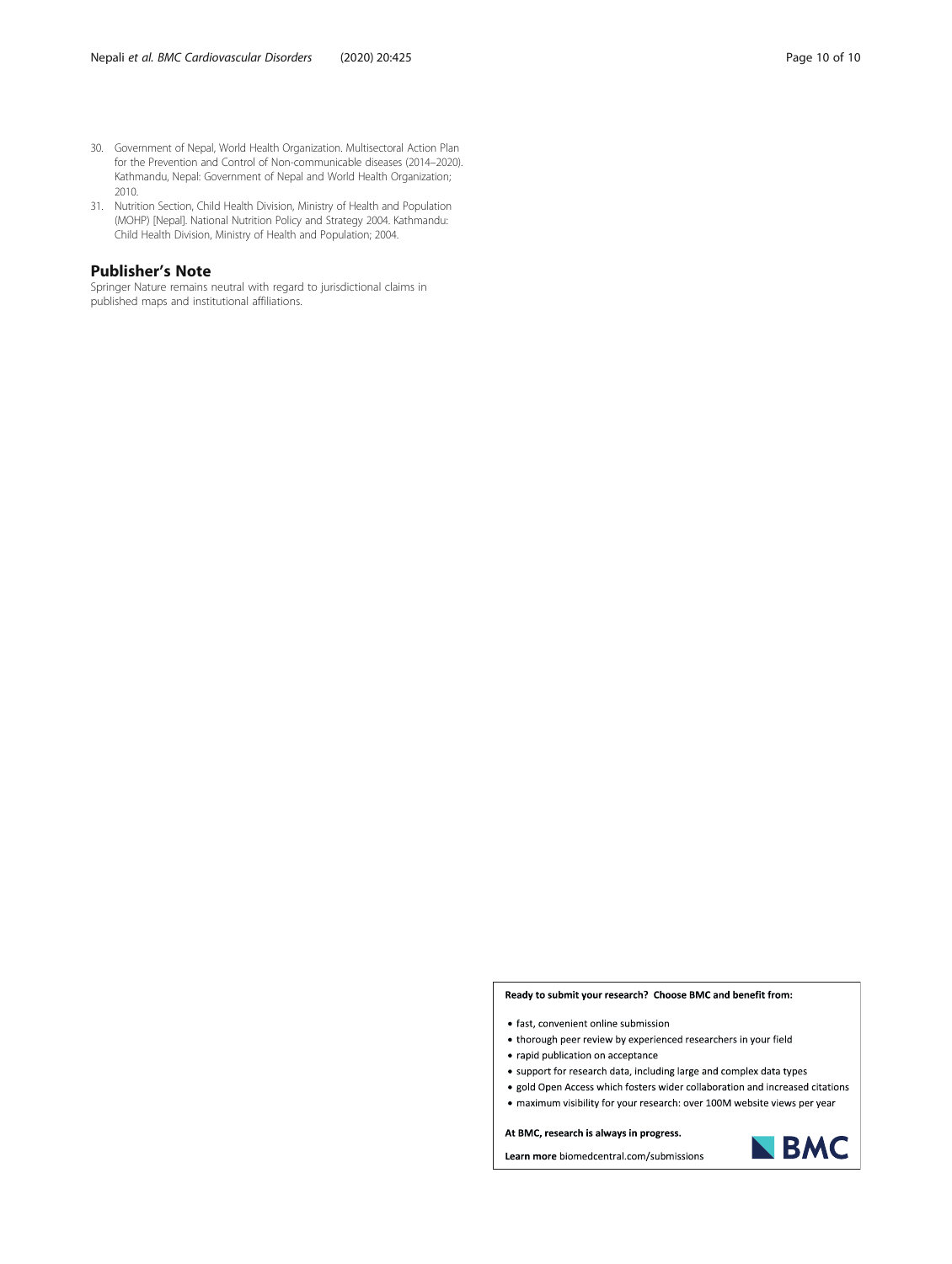30. Government of Nepal, World Health Organization. Multisectoral Action Plan for the Prevention and Control of Non-communicable diseases (2014–2020). Kathmandu, Nepal: Government of Nepal and World Health Organization; 2010.
31. Nutrition Section, Child Health Division, Ministry of Health and Population (MOHP) [Nepal]. National Nutrition Policy and Strategy 2004. Kathmandu: Child Health Division, Ministry of Health and Population; 2004.

## Publisher's Note

Springer Nature remains neutral with regard to jurisdictional claims in published maps and institutional affiliations.

**Ready to submit your research? Choose BMC and benefit from:**

- fast, convenient online submission
- thorough peer review by experienced researchers in your field
- rapid publication on acceptance
- support for research data, including large and complex data types
- gold Open Access which fosters wider collaboration and increased citations
- maximum visibility for your research: over 100M website views per year

**At BMC, research is always in progress.**

**Learn more** biomedcentral.com/submissions

BMC